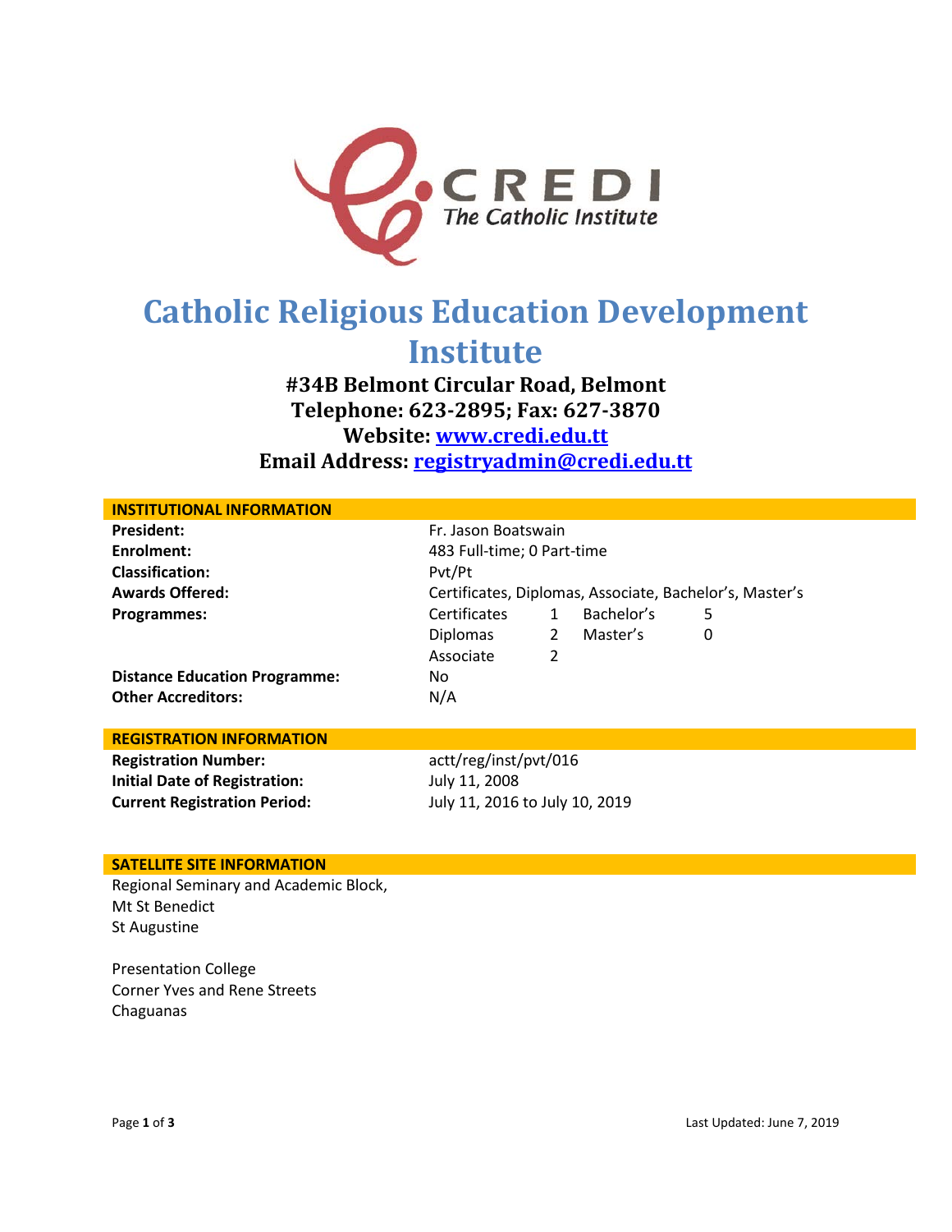CREDI
The Catholic Institute

# Catholic Religious Education Development Institute

**#34B Belmont Circular Road, Belmont**
**Telephone: 623-2895; Fax: 627-3870**
**Website: www.credi.edu.tt**
**Email Address: registryadmin@credi.edu.tt**

## INSTITUTIONAL INFORMATION

| | | | | |
|---|---|---|---|---|
| **President:** | Fr. Jason Boatswain | | | |
| **Enrolment:** | 483 Full-time; 0 Part-time | | | |
| **Classification:** | Pvt/Pt | | | |
| **Awards Offered:** | Certificates, Diplomas, Associate, Bachelor's, Master's | | | |
| **Programmes:** | Certificates | 1 | Bachelor's | 5 |
| | Diplomas | 2 | Master's | 0 |
| | Associate | 2 | | |
| **Distance Education Programme:** | No | | | |
| **Other Accreditors:** | N/A | | | |

## REGISTRATION INFORMATION

| | |
|---|---|
| **Registration Number:** | actt/reg/inst/pvt/016 |
| **Initial Date of Registration:** | July 11, 2008 |
| **Current Registration Period:** | July 11, 2016 to July 10, 2019 |

## SATELLITE SITE INFORMATION

Regional Seminary and Academic Block,
Mt St Benedict
St Augustine

Presentation College
Corner Yves and Rene Streets
Chaguanas

Last Updated: June 7, 2019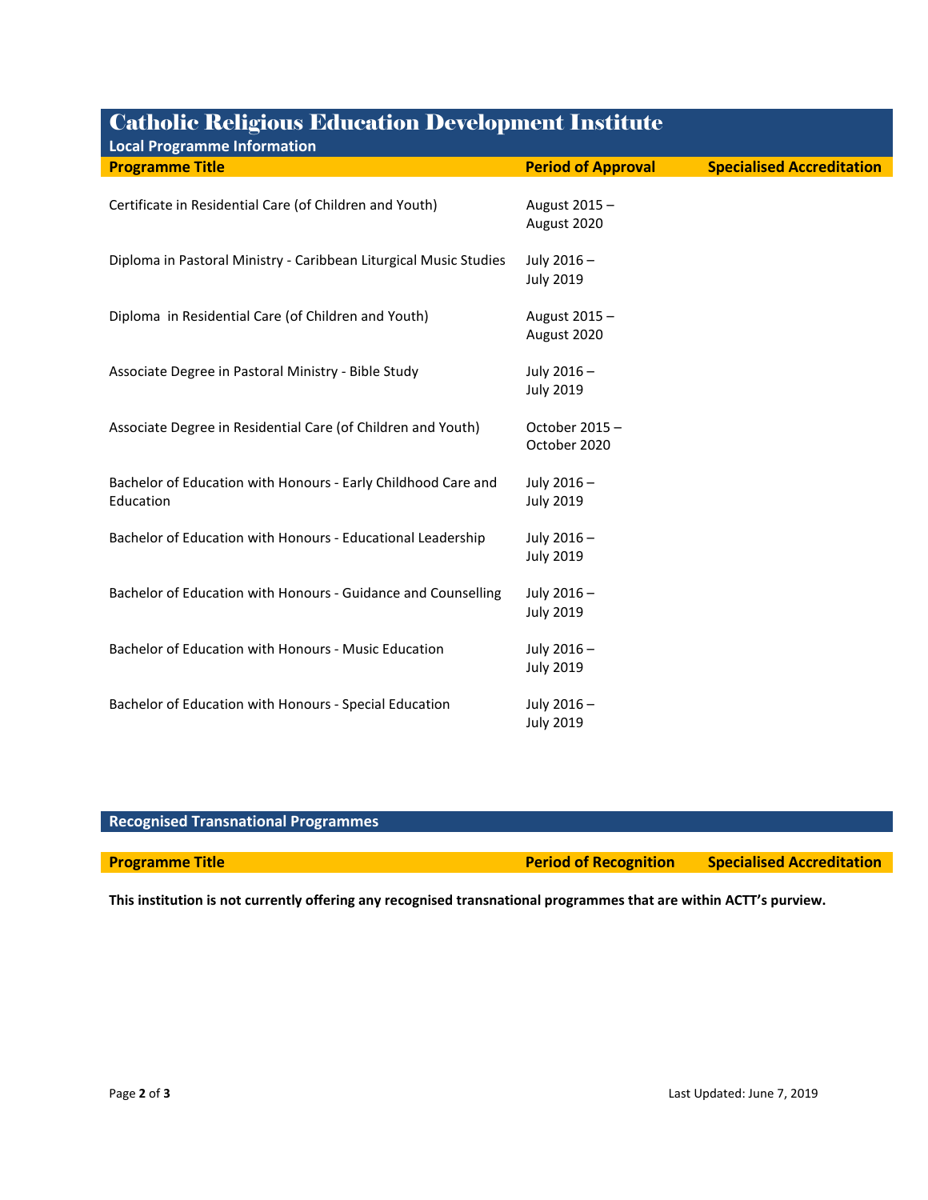# Catholic Religious Education Development Institute

## Local Programme Information

| Programme Title | Period of Approval | Specialised Accreditation |
|---|---|---|
| Certificate in Residential Care (of Children and Youth) | August 2015 – August 2020 | |
| Diploma in Pastoral Ministry - Caribbean Liturgical Music Studies | July 2016 – July 2019 | |
| Diploma in Residential Care (of Children and Youth) | August 2015 – August 2020 | |
| Associate Degree in Pastoral Ministry - Bible Study | July 2016 – July 2019 | |
| Associate Degree in Residential Care (of Children and Youth) | October 2015 – October 2020 | |
| Bachelor of Education with Honours - Early Childhood Care and Education | July 2016 – July 2019 | |
| Bachelor of Education with Honours - Educational Leadership | July 2016 – July 2019 | |
| Bachelor of Education with Honours - Guidance and Counselling | July 2016 – July 2019 | |
| Bachelor of Education with Honours - Music Education | July 2016 – July 2019 | |
| Bachelor of Education with Honours - Special Education | July 2016 – July 2019 | |

## Recognised Transnational Programmes

| Programme Title | Period of Recognition | Specialised Accreditation |
|---|---|---|

**This institution is not currently offering any recognised transnational programmes that are within ACTT's purview.**

Last Updated: June 7, 2019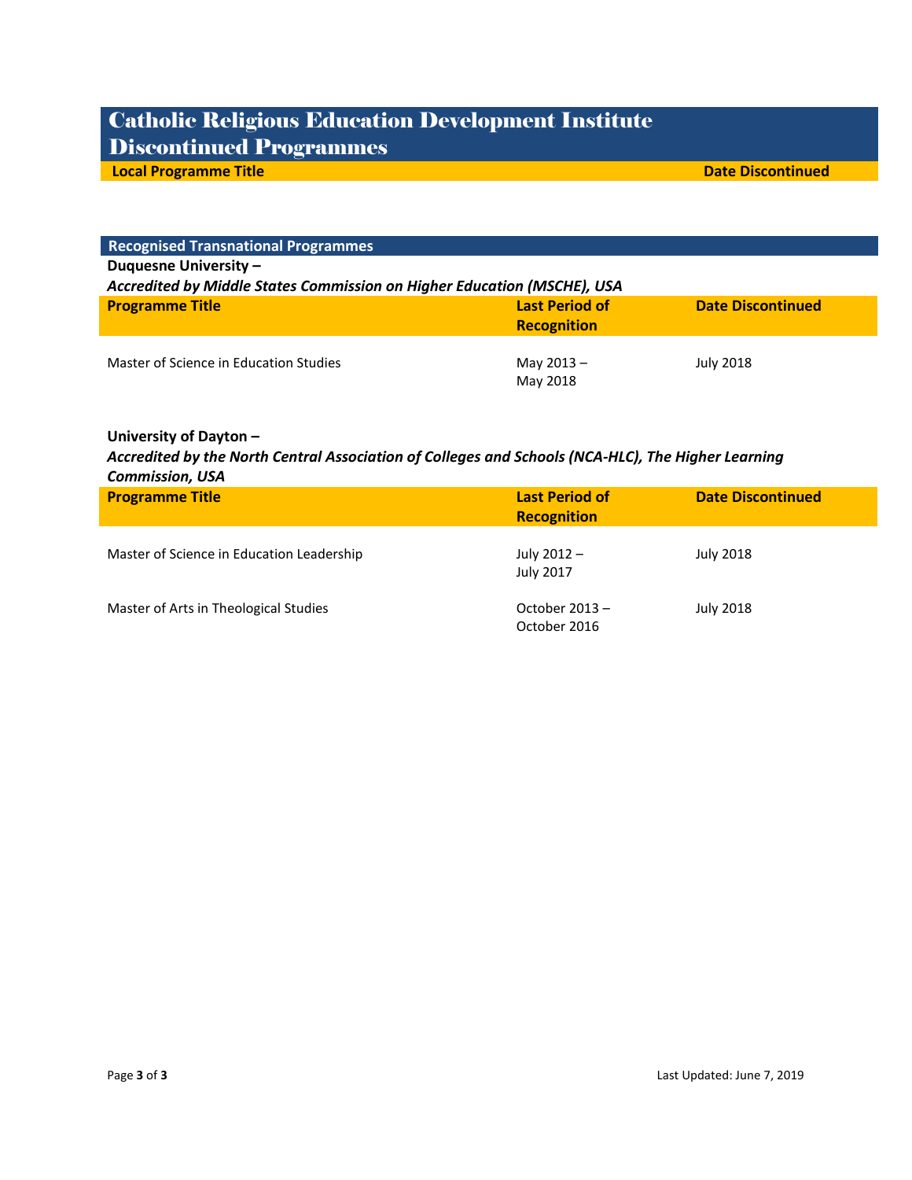# Catholic Religious Education Development Institute
# Discontinued Programmes

| Local Programme Title | Date Discontinued |
|---|---|

## Recognised Transnational Programmes

**Duquesne University –**

***Accredited by Middle States Commission on Higher Education (MSCHE), USA***

| Programme Title | Last Period of Recognition | Date Discontinued |
|---|---|---|
| Master of Science in Education Studies | May 2013 – May 2018 | July 2018 |

**University of Dayton –**

***Accredited by the North Central Association of Colleges and Schools (NCA-HLC), The Higher Learning Commission, USA***

| Programme Title | Last Period of Recognition | Date Discontinued |
|---|---|---|
| Master of Science in Education Leadership | July 2012 – July 2017 | July 2018 |
| Master of Arts in Theological Studies | October 2013 – October 2016 | July 2018 |

Last Updated: June 7, 2019